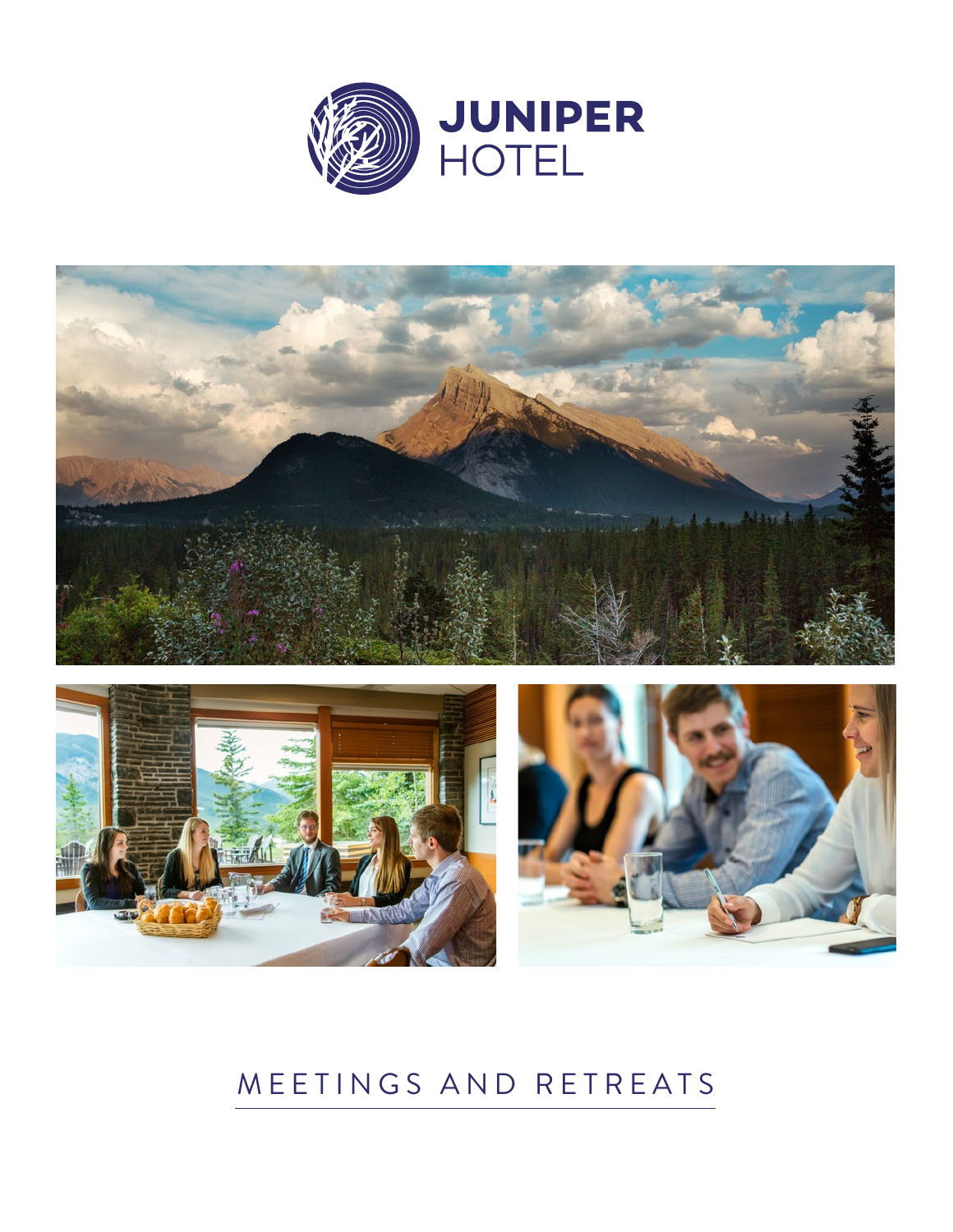# JUNIPER HOTEL

## MEETINGS AND RETREATS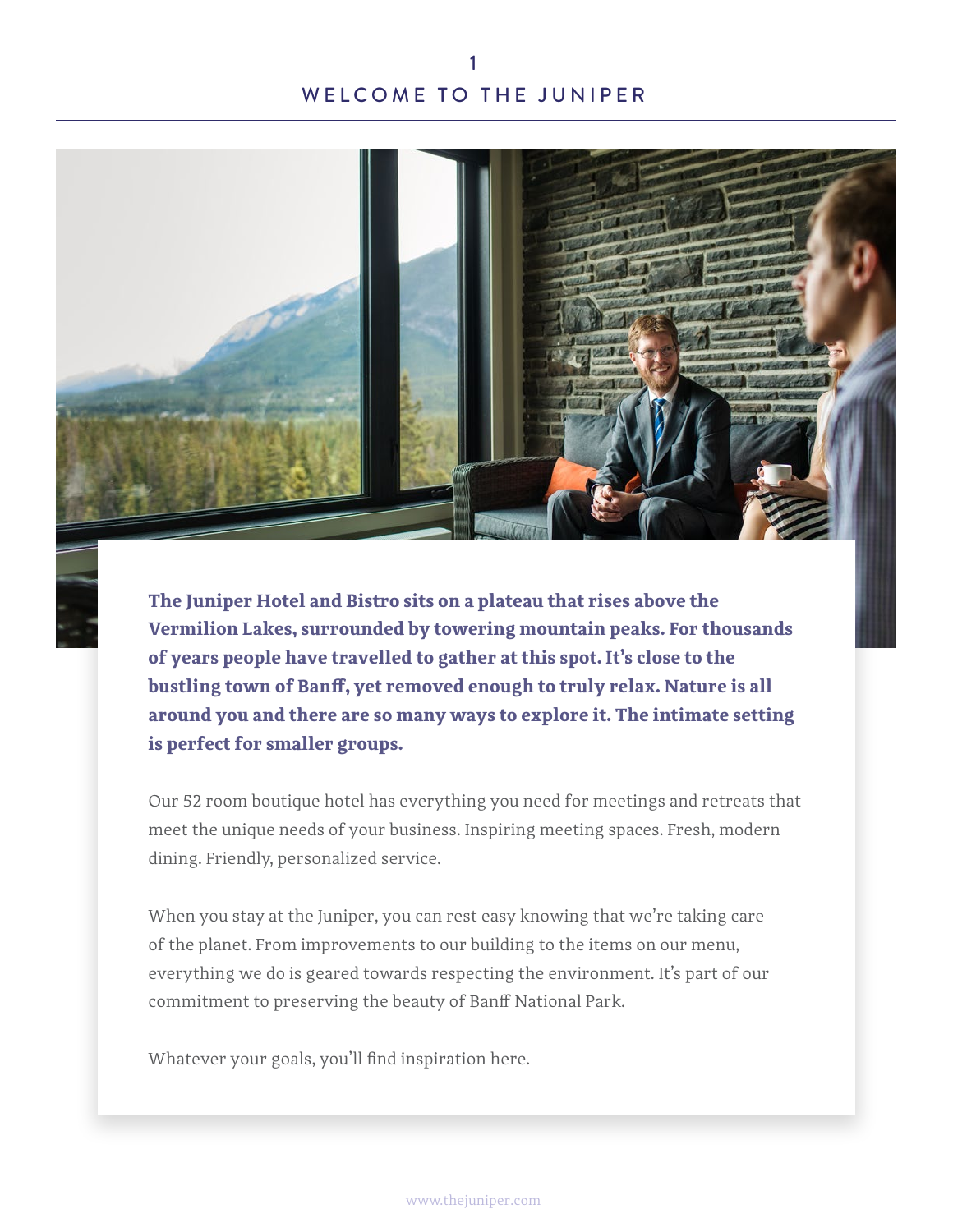# WELCOME TO THE JUNIPER

**The Juniper Hotel and Bistro sits on a plateau that rises above the Vermilion Lakes, surrounded by towering mountain peaks. For thousands of years people have travelled to gather at this spot. It's close to the bustling town of Banff, yet removed enough to truly relax. Nature is all around you and there are so many ways to explore it. The intimate setting is perfect for smaller groups.**

Our 52 room boutique hotel has everything you need for meetings and retreats that meet the unique needs of your business. Inspiring meeting spaces. Fresh, modern dining. Friendly, personalized service.

When you stay at the Juniper, you can rest easy knowing that we're taking care of the planet. From improvements to our building to the items on our menu, everything we do is geared towards respecting the environment. It's part of our commitment to preserving the beauty of Banff National Park.

Whatever your goals, you'll find inspiration here.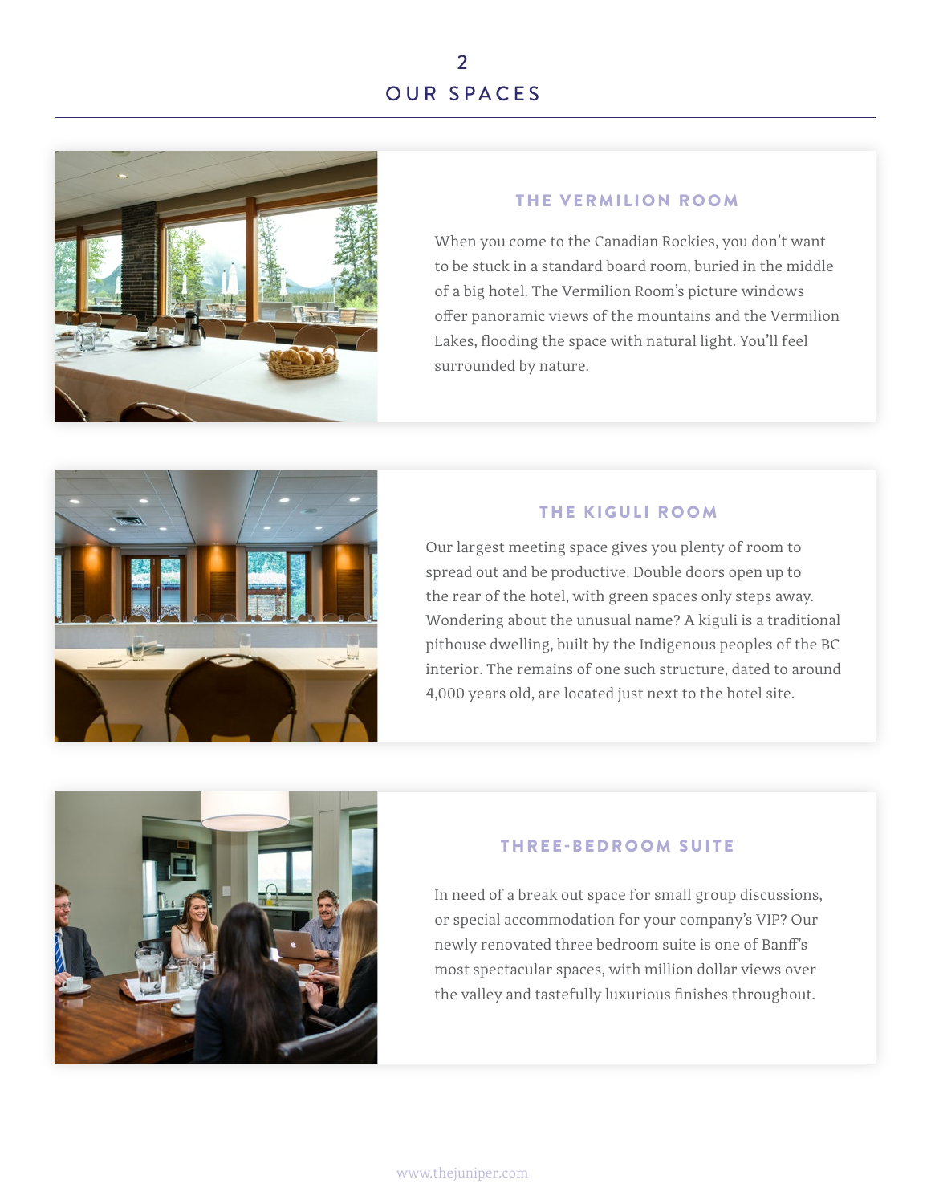# 2
# OUR SPACES

## THE VERMILION ROOM

When you come to the Canadian Rockies, you don't want to be stuck in a standard board room, buried in the middle of a big hotel. The Vermilion Room's picture windows offer panoramic views of the mountains and the Vermilion Lakes, flooding the space with natural light. You'll feel surrounded by nature.

## THE KIGULI ROOM

Our largest meeting space gives you plenty of room to spread out and be productive. Double doors open up to the rear of the hotel, with green spaces only steps away. Wondering about the unusual name? A kiguli is a traditional pithouse dwelling, built by the Indigenous peoples of the BC interior. The remains of one such structure, dated to around 4,000 years old, are located just next to the hotel site.

## THREE-BEDROOM SUITE

In need of a break out space for small group discussions, or special accommodation for your company's VIP? Our newly renovated three bedroom suite is one of Banff's most spectacular spaces, with million dollar views over the valley and tastefully luxurious finishes throughout.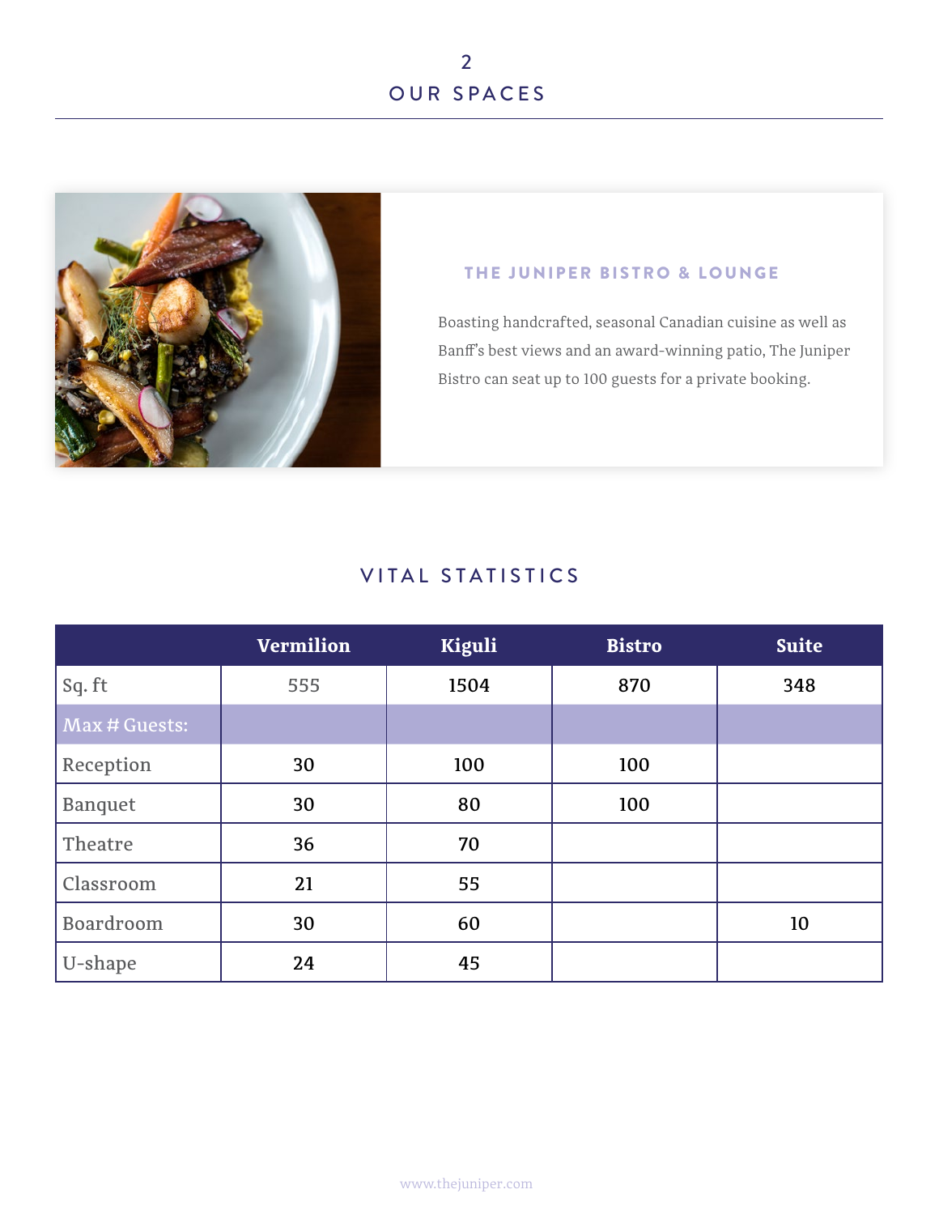# 2
# OUR SPACES

### THE JUNIPER BISTRO & LOUNGE

Boasting handcrafted, seasonal Canadian cuisine as well as Banff's best views and an award-winning patio, The Juniper Bistro can seat up to 100 guests for a private booking.

## VITAL STATISTICS

| | Vermilion | Kiguli | Bistro | Suite |
|---|---|---|---|---|
| Sq. ft | 555 | 1504 | 870 | 348 |
| Max # Guests: | | | | |
| Reception | 30 | 100 | 100 | |
| Banquet | 30 | 80 | 100 | |
| Theatre | 36 | 70 | | |
| Classroom | 21 | 55 | | |
| Boardroom | 30 | 60 | | 10 |
| U-shape | 24 | 45 | | |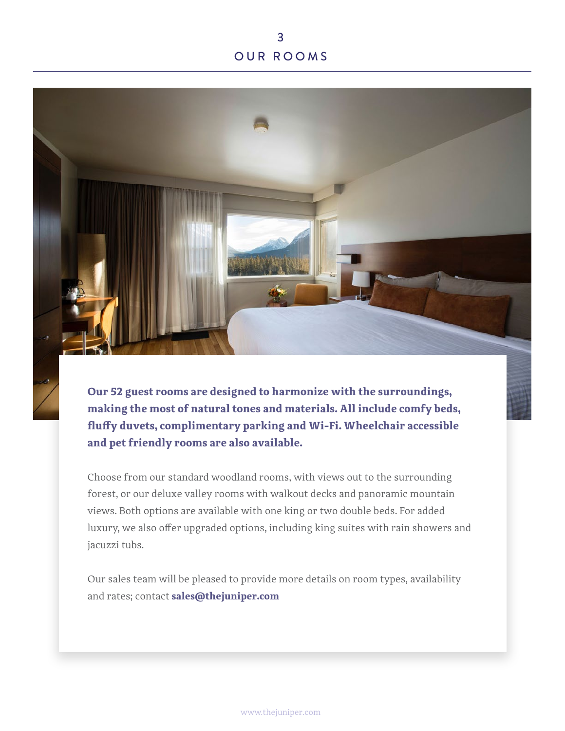# OUR ROOMS

**Our 52 guest rooms are designed to harmonize with the surroundings, making the most of natural tones and materials. All include comfy beds, fluffy duvets, complimentary parking and Wi-Fi. Wheelchair accessible and pet friendly rooms are also available.**

Choose from our standard woodland rooms, with views out to the surrounding forest, or our deluxe valley rooms with walkout decks and panoramic mountain views. Both options are available with one king or two double beds. For added luxury, we also offer upgraded options, including king suites with rain showers and jacuzzi tubs.

Our sales team will be pleased to provide more details on room types, availability and rates; contact **sales@thejuniper.com**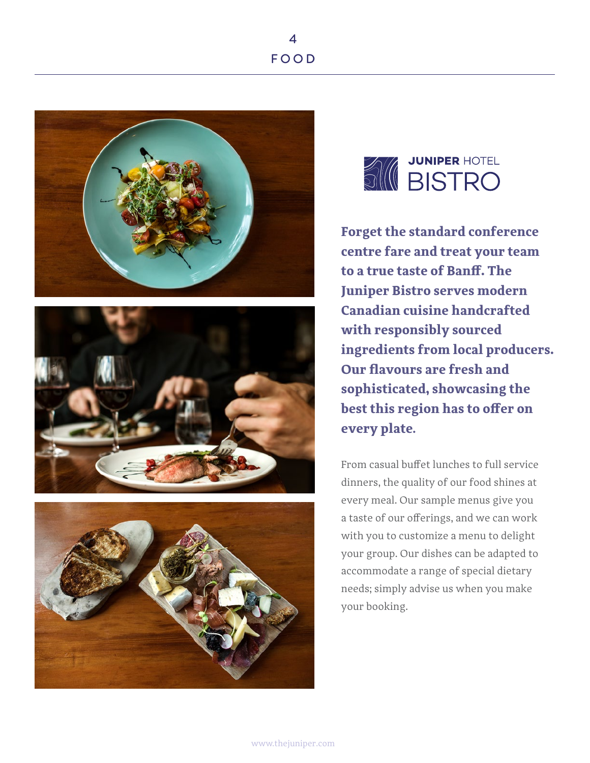# 4 FOOD

## JUNIPER HOTEL BISTRO

**Forget the standard conference centre fare and treat your team to a true taste of Banff. The Juniper Bistro serves modern Canadian cuisine handcrafted with responsibly sourced ingredients from local producers. Our flavours are fresh and sophisticated, showcasing the best this region has to offer on every plate.**

From casual buffet lunches to full service dinners, the quality of our food shines at every meal. Our sample menus give you a taste of our offerings, and we can work with you to customize a menu to delight your group. Our dishes can be adapted to accommodate a range of special dietary needs; simply advise us when you make your booking.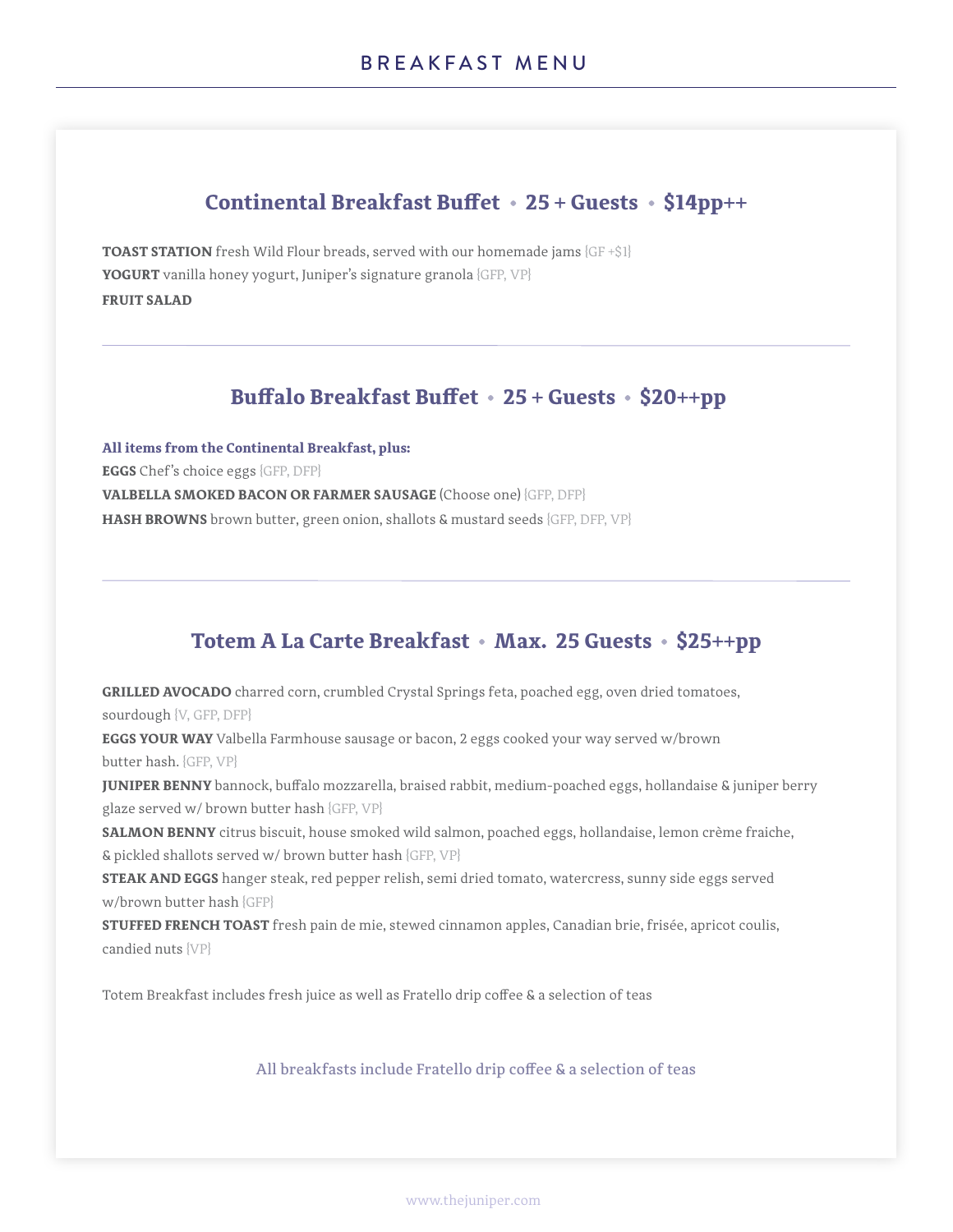# BREAKFAST MENU

## Continental Breakfast Buffet • 25 + Guests • $14pp++

**TOAST STATION** fresh Wild Flour breads, served with our homemade jams {GF +$1}
**YOGURT** vanilla honey yogurt, Juniper's signature granola {GFP, VP}
**FRUIT SALAD**

---

## Buffalo Breakfast Buffet • 25 + Guests • $20++pp

**All items from the Continental Breakfast, plus:**
**EGGS** Chef's choice eggs {GFP, DFP}
**VALBELLA SMOKED BACON OR FARMER SAUSAGE** (Choose one) {GFP, DFP}
**HASH BROWNS** brown butter, green onion, shallots & mustard seeds {GFP, DFP, VP}

---

## Totem A La Carte Breakfast • Max. 25 Guests • $25++pp

**GRILLED AVOCADO** charred corn, crumbled Crystal Springs feta, poached egg, oven dried tomatoes, sourdough {V, GFP, DFP}
**EGGS YOUR WAY** Valbella Farmhouse sausage or bacon, 2 eggs cooked your way served w/brown butter hash. {GFP, VP}
**JUNIPER BENNY** bannock, buffalo mozzarella, braised rabbit, medium-poached eggs, hollandaise & juniper berry glaze served w/ brown butter hash {GFP, VP}
**SALMON BENNY** citrus biscuit, house smoked wild salmon, poached eggs, hollandaise, lemon crème fraiche, & pickled shallots served w/ brown butter hash {GFP, VP}
**STEAK AND EGGS** hanger steak, red pepper relish, semi dried tomato, watercress, sunny side eggs served w/brown butter hash {GFP}
**STUFFED FRENCH TOAST** fresh pain de mie, stewed cinnamon apples, Canadian brie, frisée, apricot coulis, candied nuts {VP}

Totem Breakfast includes fresh juice as well as Fratello drip coffee & a selection of teas

All breakfasts include Fratello drip coffee & a selection of teas

www.thejuniper.com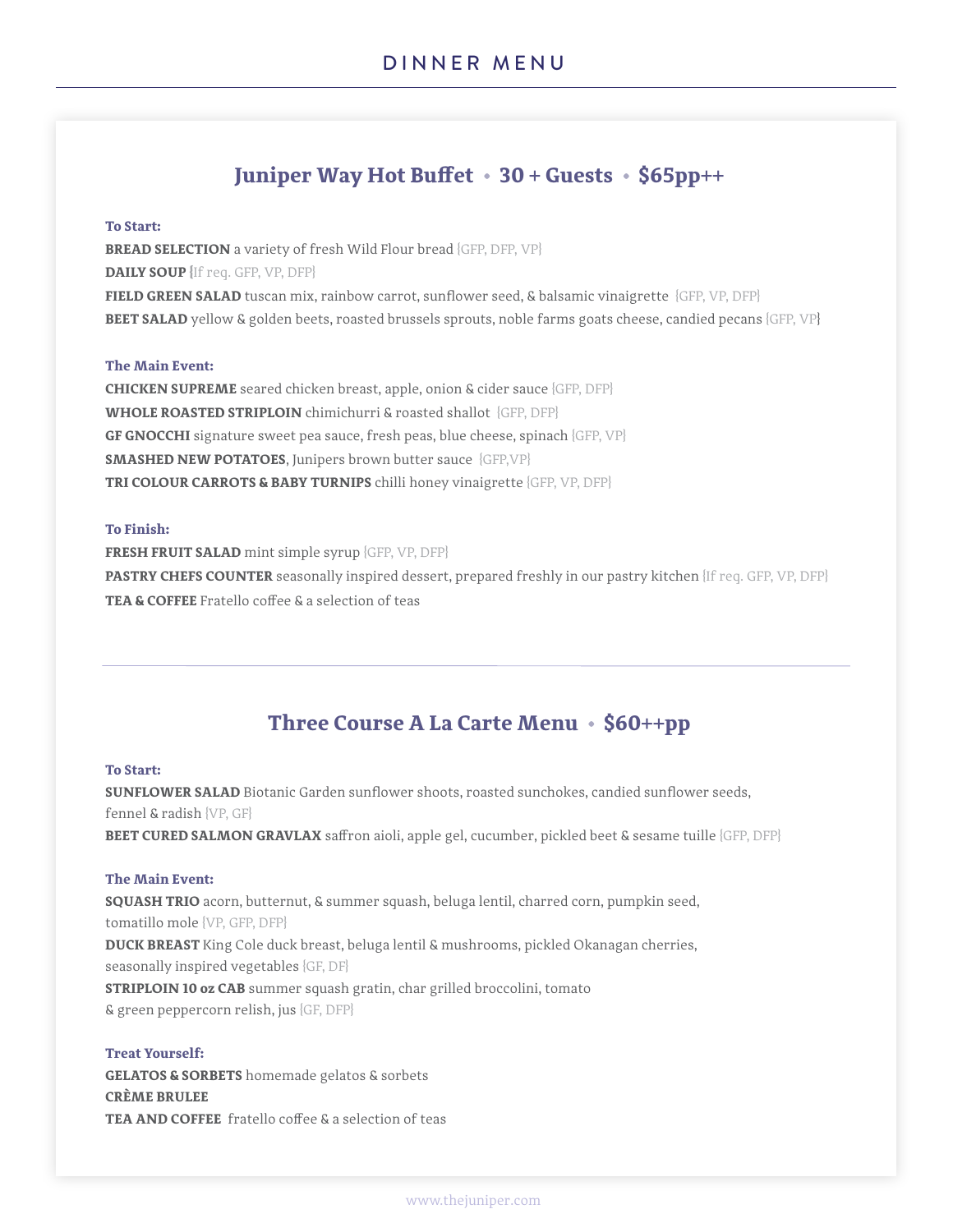# DINNER MENU

## Juniper Way Hot Buffet • 30 + Guests • $65pp++

**To Start:**

**BREAD SELECTION** a variety of fresh Wild Flour bread {GFP, DFP, VP}
**DAILY SOUP** {If req. GFP, VP, DFP}
**FIELD GREEN SALAD** tuscan mix, rainbow carrot, sunflower seed, & balsamic vinaigrette {GFP, VP, DFP}
**BEET SALAD** yellow & golden beets, roasted brussels sprouts, noble farms goats cheese, candied pecans {GFP, VP}

**The Main Event:**

**CHICKEN SUPREME** seared chicken breast, apple, onion & cider sauce {GFP, DFP}
**WHOLE ROASTED STRIPLOIN** chimichurri & roasted shallot {GFP, DFP}
**GF GNOCCHI** signature sweet pea sauce, fresh peas, blue cheese, spinach {GFP, VP}
**SMASHED NEW POTATOES**, Junipers brown butter sauce {GFP,VP}
**TRI COLOUR CARROTS & BABY TURNIPS** chilli honey vinaigrette {GFP, VP, DFP}

**To Finish:**

**FRESH FRUIT SALAD** mint simple syrup {GFP, VP, DFP}
**PASTRY CHEFS COUNTER** seasonally inspired dessert, prepared freshly in our pastry kitchen {If req. GFP, VP, DFP}
**TEA & COFFEE** Fratello coffee & a selection of teas

---

## Three Course A La Carte Menu • $60++pp

**To Start:**

**SUNFLOWER SALAD** Biotanic Garden sunflower shoots, roasted sunchokes, candied sunflower seeds, fennel & radish {VP, GF}
**BEET CURED SALMON GRAVLAX** saffron aioli, apple gel, cucumber, pickled beet & sesame tuille {GFP, DFP}

**The Main Event:**

**SQUASH TRIO** acorn, butternut, & summer squash, beluga lentil, charred corn, pumpkin seed, tomatillo mole {VP, GFP, DFP}
**DUCK BREAST** King Cole duck breast, beluga lentil & mushrooms, pickled Okanagan cherries, seasonally inspired vegetables {GF, DF}
**STRIPLOIN 10 oz CAB** summer squash gratin, char grilled broccolini, tomato & green peppercorn relish, jus {GF, DFP}

**Treat Yourself:**

**GELATOS & SORBETS** homemade gelatos & sorbets
**CRÈME BRULEE**
**TEA AND COFFEE** fratello coffee & a selection of teas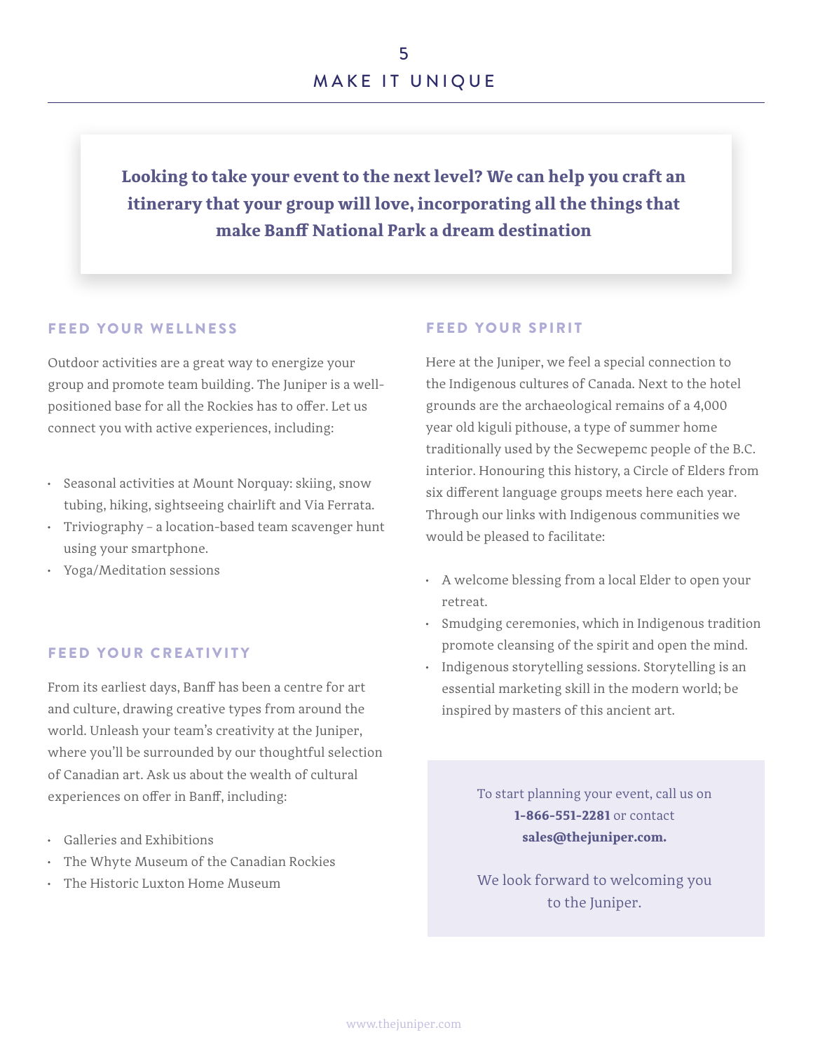## 5 MAKE IT UNIQUE

**Looking to take your event to the next level? We can help you craft an itinerary that your group will love, incorporating all the things that make Banff National Park a dream destination**

### FEED YOUR WELLNESS

Outdoor activities are a great way to energize your group and promote team building. The Juniper is a well-positioned base for all the Rockies has to offer. Let us connect you with active experiences, including:

- Seasonal activities at Mount Norquay: skiing, snow tubing, hiking, sightseeing chairlift and Via Ferrata.
- Triviography – a location-based team scavenger hunt using your smartphone.
- Yoga/Meditation sessions

### FEED YOUR CREATIVITY

From its earliest days, Banff has been a centre for art and culture, drawing creative types from around the world. Unleash your team's creativity at the Juniper, where you'll be surrounded by our thoughtful selection of Canadian art. Ask us about the wealth of cultural experiences on offer in Banff, including:

- Galleries and Exhibitions
- The Whyte Museum of the Canadian Rockies
- The Historic Luxton Home Museum

### FEED YOUR SPIRIT

Here at the Juniper, we feel a special connection to the Indigenous cultures of Canada. Next to the hotel grounds are the archaeological remains of a 4,000 year old kiguli pithouse, a type of summer home traditionally used by the Secwepemc people of the B.C. interior. Honouring this history, a Circle of Elders from six different language groups meets here each year. Through our links with Indigenous communities we would be pleased to facilitate:

- A welcome blessing from a local Elder to open your retreat.
- Smudging ceremonies, which in Indigenous tradition promote cleansing of the spirit and open the mind.
- Indigenous storytelling sessions. Storytelling is an essential marketing skill in the modern world; be inspired by masters of this ancient art.

To start planning your event, call us on **1-866-551-2281** or contact **sales@thejuniper.com.**

We look forward to welcoming you to the Juniper.

www.thejuniper.com